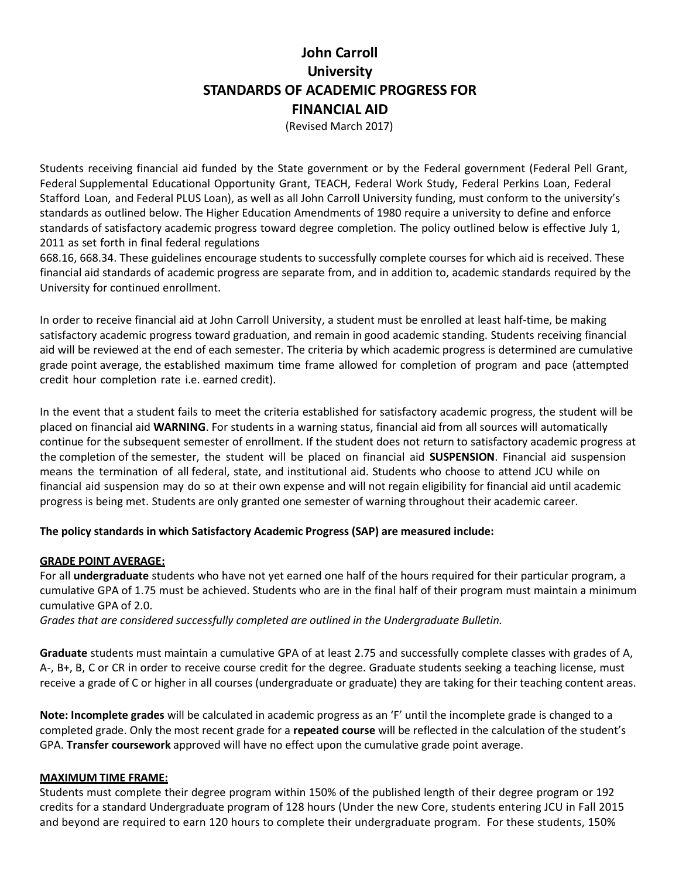# John Carroll University
# STANDARDS OF ACADEMIC PROGRESS FOR FINANCIAL AID

(Revised March 2017)

Students receiving financial aid funded by the State government or by the Federal government (Federal Pell Grant, Federal Supplemental Educational Opportunity Grant, TEACH, Federal Work Study, Federal Perkins Loan, Federal Stafford Loan, and Federal PLUS Loan), as well as all John Carroll University funding, must conform to the university's standards as outlined below. The Higher Education Amendments of 1980 require a university to define and enforce standards of satisfactory academic progress toward degree completion. The policy outlined below is effective July 1, 2011 as set forth in final federal regulations 668.16, 668.34. These guidelines encourage students to successfully complete courses for which aid is received. These financial aid standards of academic progress are separate from, and in addition to, academic standards required by the University for continued enrollment.

In order to receive financial aid at John Carroll University, a student must be enrolled at least half-time, be making satisfactory academic progress toward graduation, and remain in good academic standing. Students receiving financial aid will be reviewed at the end of each semester. The criteria by which academic progress is determined are cumulative grade point average, the established maximum time frame allowed for completion of program and pace (attempted credit hour completion rate i.e. earned credit).

In the event that a student fails to meet the criteria established for satisfactory academic progress, the student will be placed on financial aid **WARNING**. For students in a warning status, financial aid from all sources will automatically continue for the subsequent semester of enrollment. If the student does not return to satisfactory academic progress at the completion of the semester, the student will be placed on financial aid **SUSPENSION**. Financial aid suspension means the termination of all federal, state, and institutional aid. Students who choose to attend JCU while on financial aid suspension may do so at their own expense and will not regain eligibility for financial aid until academic progress is being met. Students are only granted one semester of warning throughout their academic career.

**The policy standards in which Satisfactory Academic Progress (SAP) are measured include:**

**GRADE POINT AVERAGE:**

For all **undergraduate** students who have not yet earned one half of the hours required for their particular program, a cumulative GPA of 1.75 must be achieved. Students who are in the final half of their program must maintain a minimum cumulative GPA of 2.0.

*Grades that are considered successfully completed are outlined in the Undergraduate Bulletin.*

**Graduate** students must maintain a cumulative GPA of at least 2.75 and successfully complete classes with grades of A, A-, B+, B, C or CR in order to receive course credit for the degree. Graduate students seeking a teaching license, must receive a grade of C or higher in all courses (undergraduate or graduate) they are taking for their teaching content areas.

**Note: Incomplete grades** will be calculated in academic progress as an 'F' until the incomplete grade is changed to a completed grade. Only the most recent grade for a **repeated course** will be reflected in the calculation of the student's GPA. **Transfer coursework** approved will have no effect upon the cumulative grade point average.

**MAXIMUM TIME FRAME:**

Students must complete their degree program within 150% of the published length of their degree program or 192 credits for a standard Undergraduate program of 128 hours (Under the new Core, students entering JCU in Fall 2015 and beyond are required to earn 120 hours to complete their undergraduate program. For these students, 150%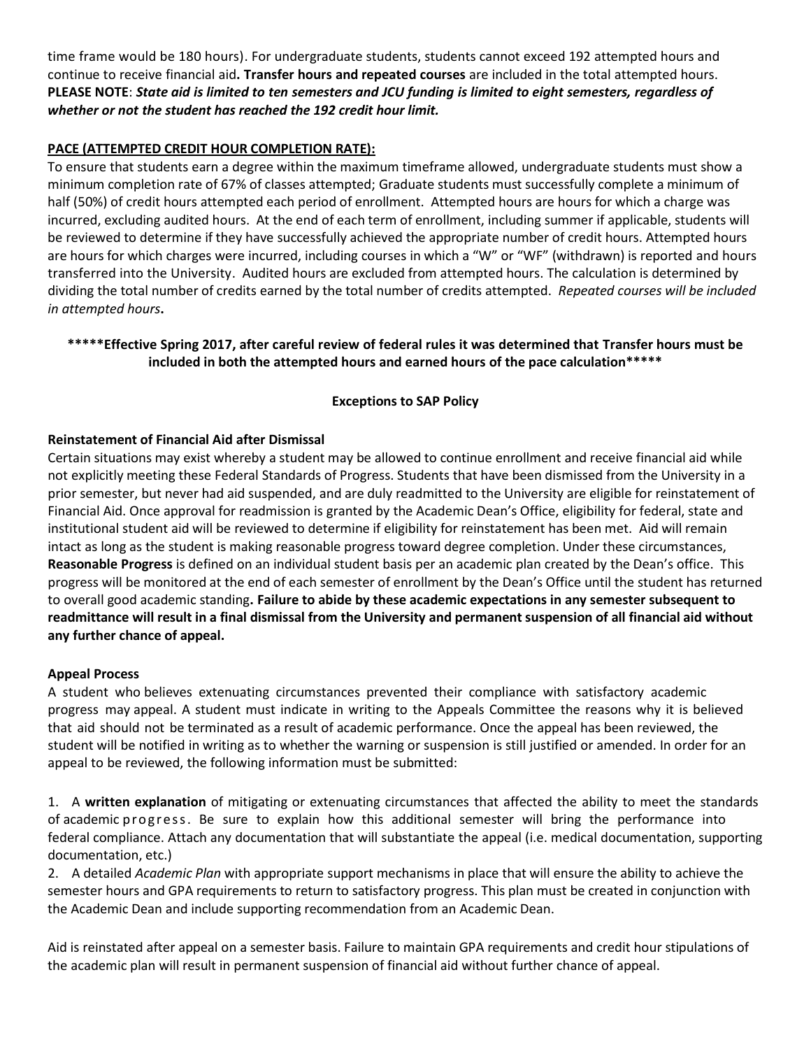time frame would be 180 hours). For undergraduate students, students cannot exceed 192 attempted hours and continue to receive financial aid**. Transfer hours and repeated courses** are included in the total attempted hours. **PLEASE NOTE**: ***State aid is limited to ten semesters and JCU funding is limited to eight semesters, regardless of whether or not the student has reached the 192 credit hour limit.***

**PACE (ATTEMPTED CREDIT HOUR COMPLETION RATE):**

To ensure that students earn a degree within the maximum timeframe allowed, undergraduate students must show a minimum completion rate of 67% of classes attempted; Graduate students must successfully complete a minimum of half (50%) of credit hours attempted each period of enrollment. Attempted hours are hours for which a charge was incurred, excluding audited hours. At the end of each term of enrollment, including summer if applicable, students will be reviewed to determine if they have successfully achieved the appropriate number of credit hours. Attempted hours are hours for which charges were incurred, including courses in which a "W" or "WF" (withdrawn) is reported and hours transferred into the University. Audited hours are excluded from attempted hours. The calculation is determined by dividing the total number of credits earned by the total number of credits attempted. *Repeated courses will be included in attempted hours***.**

**\*\*\*\*\*Effective Spring 2017, after careful review of federal rules it was determined that Transfer hours must be included in both the attempted hours and earned hours of the pace calculation\*\*\*\*\***

**Exceptions to SAP Policy**

**Reinstatement of Financial Aid after Dismissal**

Certain situations may exist whereby a student may be allowed to continue enrollment and receive financial aid while not explicitly meeting these Federal Standards of Progress. Students that have been dismissed from the University in a prior semester, but never had aid suspended, and are duly readmitted to the University are eligible for reinstatement of Financial Aid. Once approval for readmission is granted by the Academic Dean's Office, eligibility for federal, state and institutional student aid will be reviewed to determine if eligibility for reinstatement has been met. Aid will remain intact as long as the student is making reasonable progress toward degree completion. Under these circumstances, **Reasonable Progress** is defined on an individual student basis per an academic plan created by the Dean's office. This progress will be monitored at the end of each semester of enrollment by the Dean's Office until the student has returned to overall good academic standing**. Failure to abide by these academic expectations in any semester subsequent to readmittance will result in a final dismissal from the University and permanent suspension of all financial aid without any further chance of appeal.**

**Appeal Process**

A student who believes extenuating circumstances prevented their compliance with satisfactory academic progress may appeal. A student must indicate in writing to the Appeals Committee the reasons why it is believed that aid should not be terminated as a result of academic performance. Once the appeal has been reviewed, the student will be notified in writing as to whether the warning or suspension is still justified or amended. In order for an appeal to be reviewed, the following information must be submitted:

1. A **written explanation** of mitigating or extenuating circumstances that affected the ability to meet the standards of academic progress. Be sure to explain how this additional semester will bring the performance into federal compliance. Attach any documentation that will substantiate the appeal (i.e. medical documentation, supporting documentation, etc.)
2. A detailed *Academic Plan* with appropriate support mechanisms in place that will ensure the ability to achieve the semester hours and GPA requirements to return to satisfactory progress. This plan must be created in conjunction with the Academic Dean and include supporting recommendation from an Academic Dean.

Aid is reinstated after appeal on a semester basis. Failure to maintain GPA requirements and credit hour stipulations of the academic plan will result in permanent suspension of financial aid without further chance of appeal.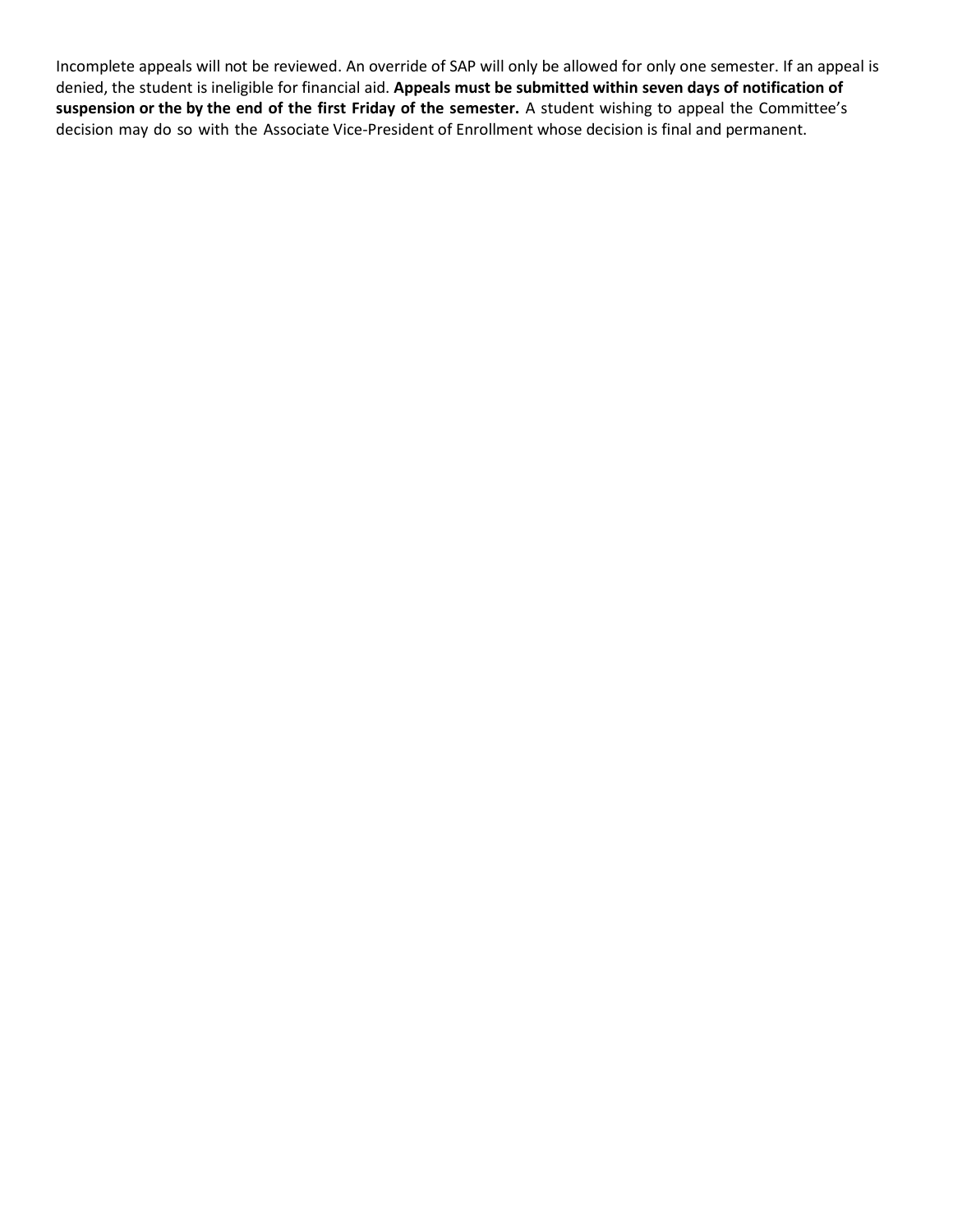Incomplete appeals will not be reviewed. An override of SAP will only be allowed for only one semester. If an appeal is denied, the student is ineligible for financial aid. **Appeals must be submitted within seven days of notification of suspension or the by the end of the first Friday of the semester.** A student wishing to appeal the Committee's decision may do so with the Associate Vice-President of Enrollment whose decision is final and permanent.